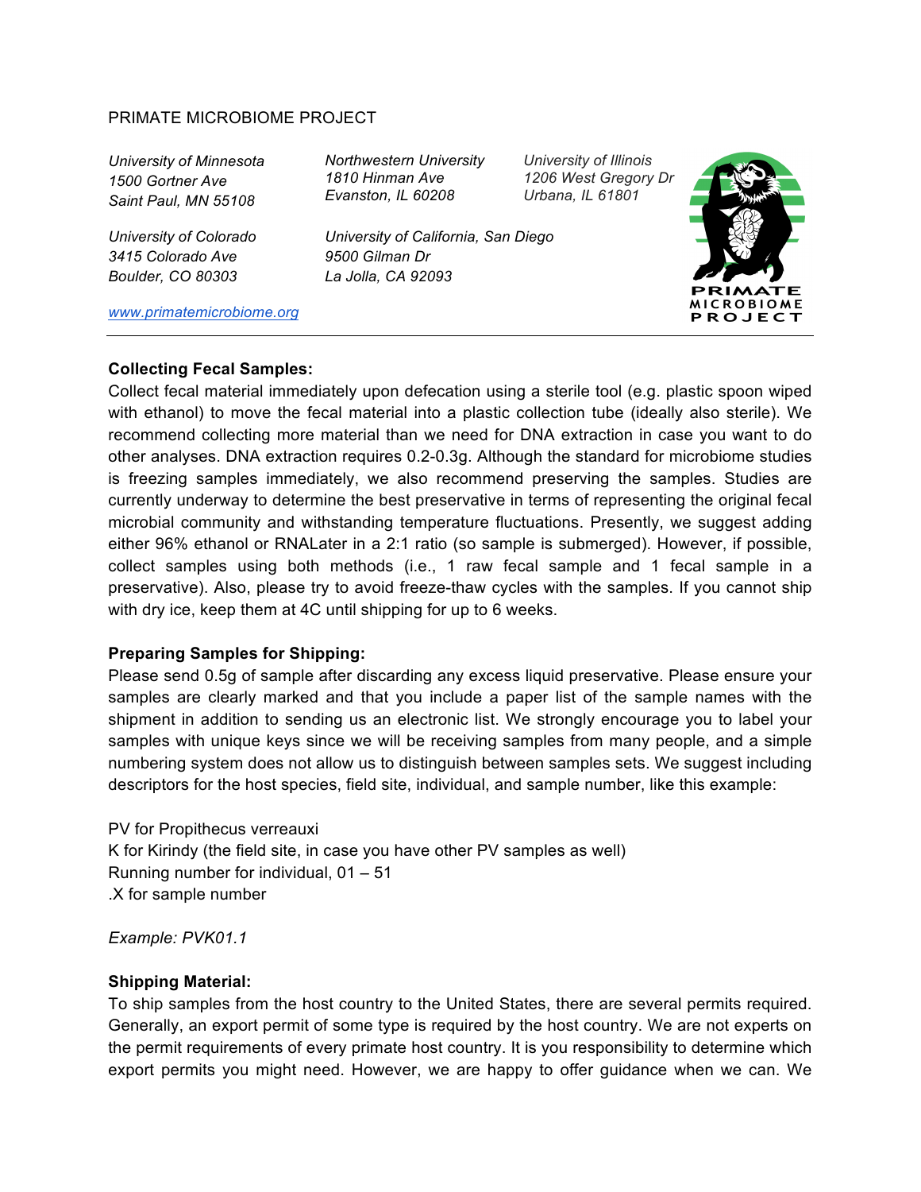PRIMATE MICROBIOME PROJECT

*University of Minnesota*
*1500 Gortner Ave*
*Saint Paul, MN 55108*

*Northwestern University*
*1810 Hinman Ave*
*Evanston, IL 60208*

*University of Illinois*
*1206 West Gregory Dr*
*Urbana, IL 61801*

*University of Colorado*
*3415 Colorado Ave*
*Boulder, CO 80303*

*University of California, San Diego*
*9500 Gilman Dr*
*La Jolla, CA 92093*

*www.primatemicrobiome.org*

PRIMATE MICROBIOME PROJECT

---

**Collecting Fecal Samples:**
Collect fecal material immediately upon defecation using a sterile tool (e.g. plastic spoon wiped with ethanol) to move the fecal material into a plastic collection tube (ideally also sterile). We recommend collecting more material than we need for DNA extraction in case you want to do other analyses. DNA extraction requires 0.2-0.3g. Although the standard for microbiome studies is freezing samples immediately, we also recommend preserving the samples. Studies are currently underway to determine the best preservative in terms of representing the original fecal microbial community and withstanding temperature fluctuations. Presently, we suggest adding either 96% ethanol or RNALater in a 2:1 ratio (so sample is submerged). However, if possible, collect samples using both methods (i.e., 1 raw fecal sample and 1 fecal sample in a preservative). Also, please try to avoid freeze-thaw cycles with the samples. If you cannot ship with dry ice, keep them at 4C until shipping for up to 6 weeks.

**Preparing Samples for Shipping:**
Please send 0.5g of sample after discarding any excess liquid preservative. Please ensure your samples are clearly marked and that you include a paper list of the sample names with the shipment in addition to sending us an electronic list. We strongly encourage you to label your samples with unique keys since we will be receiving samples from many people, and a simple numbering system does not allow us to distinguish between samples sets. We suggest including descriptors for the host species, field site, individual, and sample number, like this example:

PV for Propithecus verreauxi
K for Kirindy (the field site, in case you have other PV samples as well)
Running number for individual, 01 – 51
.X for sample number

*Example: PVK01.1*

**Shipping Material:**
To ship samples from the host country to the United States, there are several permits required. Generally, an export permit of some type is required by the host country. We are not experts on the permit requirements of every primate host country. It is you responsibility to determine which export permits you might need. However, we are happy to offer guidance when we can. We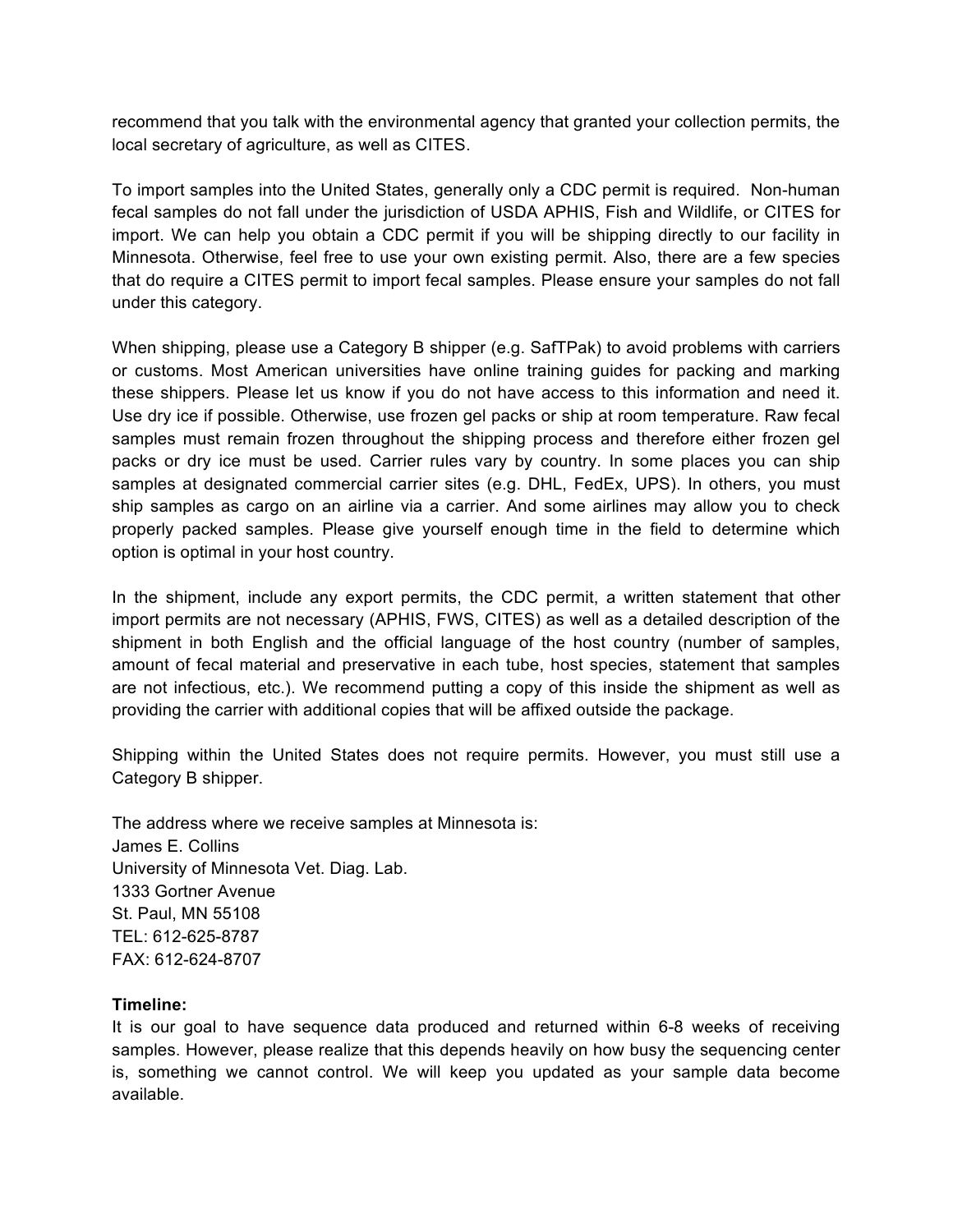recommend that you talk with the environmental agency that granted your collection permits, the local secretary of agriculture, as well as CITES.

To import samples into the United States, generally only a CDC permit is required. Non-human fecal samples do not fall under the jurisdiction of USDA APHIS, Fish and Wildlife, or CITES for import. We can help you obtain a CDC permit if you will be shipping directly to our facility in Minnesota. Otherwise, feel free to use your own existing permit. Also, there are a few species that do require a CITES permit to import fecal samples. Please ensure your samples do not fall under this category.

When shipping, please use a Category B shipper (e.g. SafTPak) to avoid problems with carriers or customs. Most American universities have online training guides for packing and marking these shippers. Please let us know if you do not have access to this information and need it. Use dry ice if possible. Otherwise, use frozen gel packs or ship at room temperature. Raw fecal samples must remain frozen throughout the shipping process and therefore either frozen gel packs or dry ice must be used. Carrier rules vary by country. In some places you can ship samples at designated commercial carrier sites (e.g. DHL, FedEx, UPS). In others, you must ship samples as cargo on an airline via a carrier. And some airlines may allow you to check properly packed samples. Please give yourself enough time in the field to determine which option is optimal in your host country.

In the shipment, include any export permits, the CDC permit, a written statement that other import permits are not necessary (APHIS, FWS, CITES) as well as a detailed description of the shipment in both English and the official language of the host country (number of samples, amount of fecal material and preservative in each tube, host species, statement that samples are not infectious, etc.). We recommend putting a copy of this inside the shipment as well as providing the carrier with additional copies that will be affixed outside the package.

Shipping within the United States does not require permits. However, you must still use a Category B shipper.

The address where we receive samples at Minnesota is:
James E. Collins
University of Minnesota Vet. Diag. Lab.
1333 Gortner Avenue
St. Paul, MN 55108
TEL: 612-625-8787
FAX: 612-624-8707

**Timeline:**
It is our goal to have sequence data produced and returned within 6-8 weeks of receiving samples. However, please realize that this depends heavily on how busy the sequencing center is, something we cannot control. We will keep you updated as your sample data become available.